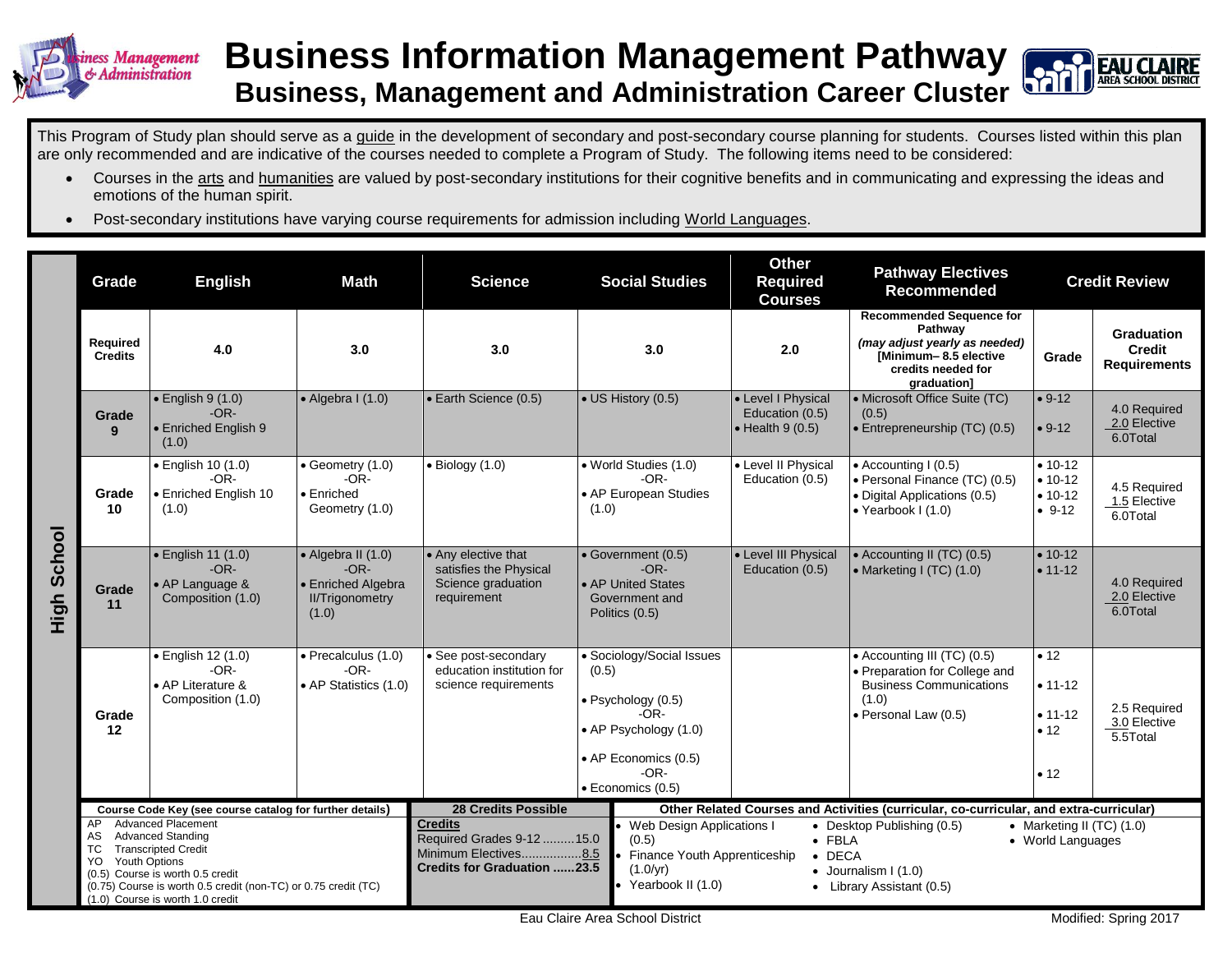# Business Information Management Pathway

## Business, Management and Administration Career Cluster

This Program of Study plan should serve as a guide in the development of secondary and post-secondary course planning for students. Courses listed within this plan are only recommended and are indicative of the courses needed to complete a Program of Study. The following items need to be considered:

- Courses in the arts and humanities are valued by post-secondary institutions for their cognitive benefits and in communicating and expressing the ideas and emotions of the human spirit.
- Post-secondary institutions have varying course requirements for admission including World Languages.

**High School**

| Grade | English | Math | Science | Social Studies | Other Required Courses | Pathway Electives Recommended | Credit Review | |
|---|---|---|---|---|---|---|---|---|
| **Required Credits** | 4.0 | 3.0 | 3.0 | 3.0 | 2.0 | **Recommended Sequence for Pathway** ***(may adjust yearly as needed)*** **[Minimum– 8.5 elective credits needed for graduation]** | **Grade** | **Graduation Credit Requirements** |
| **Grade 9** | • English 9 (1.0) -OR- • Enriched English 9 (1.0) | • Algebra I (1.0) | • Earth Science (0.5) | • US History (0.5) | • Level I Physical Education (0.5) • Health 9 (0.5) | • Microsoft Office Suite (TC) (0.5) • Entrepreneurship (TC) (0.5) | • 9-12 • 9-12 | 4.0 Required 2.0 Elective 6.0Total |
| **Grade 10** | • English 10 (1.0) -OR- • Enriched English 10 (1.0) | • Geometry (1.0) -OR- • Enriched Geometry (1.0) | • Biology (1.0) | • World Studies (1.0) -OR- • AP European Studies (1.0) | • Level II Physical Education (0.5) | • Accounting I (0.5) • Personal Finance (TC) (0.5) • Digital Applications (0.5) • Yearbook I (1.0) | • 10-12 • 10-12 • 10-12 • 9-12 | 4.5 Required 1.5 Elective 6.0Total |
| **Grade 11** | • English 11 (1.0) -OR- • AP Language & Composition (1.0) | • Algebra II (1.0) -OR- • Enriched Algebra II/Trigonometry (1.0) | • Any elective that satisfies the Physical Science graduation requirement | • Government (0.5) -OR- • AP United States Government and Politics (0.5) | • Level III Physical Education (0.5) | • Accounting II (TC) (0.5) • Marketing I (TC) (1.0) | • 10-12 • 11-12 | 4.0 Required 2.0 Elective 6.0Total |
| **Grade 12** | • English 12 (1.0) -OR- • AP Literature & Composition (1.0) | • Precalculus (1.0) -OR- • AP Statistics (1.0) | • See post-secondary education institution for science requirements | • Sociology/Social Issues (0.5) • Psychology (0.5) -OR- • AP Psychology (1.0) • AP Economics (0.5) -OR- • Economics (0.5) | | • Accounting III (TC) (0.5) • Preparation for College and Business Communications (1.0) • Personal Law (0.5) | • 12 • 11-12 • 11-12 • 12 • 12 | 2.5 Required 3.0 Elective 5.5Total |

**Course Code Key (see course catalog for further details)**

AP Advanced Placement
AS Advanced Standing
TC Transcripted Credit
YO Youth Options
(0.5) Course is worth 0.5 credit
(0.75) Course is worth 0.5 credit (non-TC) or 0.75 credit (TC)
(1.0) Course is worth 1.0 credit

**28 Credits Possible**

**Credits**
Required Grades 9-12 .........15.0
Minimum Electives.................8.5
**Credits for Graduation ......23.5**

**Other Related Courses and Activities (curricular, co-curricular, and extra-curricular)**

- Web Design Applications I (0.5)
- Finance Youth Apprenticeship (1.0/yr)
- Yearbook II (1.0)
- Desktop Publishing (0.5)
- FBLA
- DECA
- Journalism I (1.0)
- Library Assistant (0.5)
- Marketing II (TC) (1.0)
- World Languages

Eau Claire Area School District

Modified: Spring 2017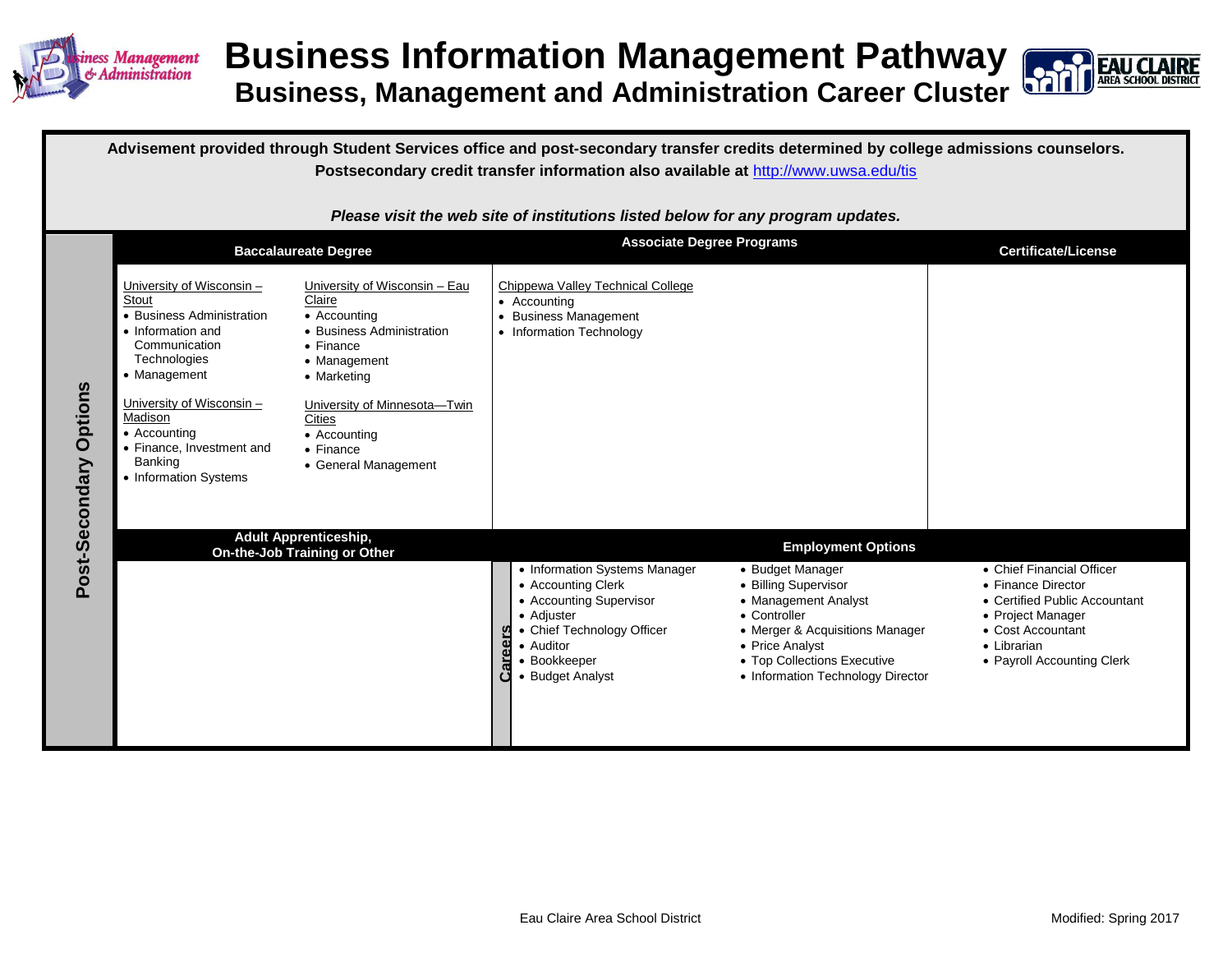# Business Information Management Pathway

## Business, Management and Administration Career Cluster

**Advisement provided through Student Services office and post-secondary transfer credits determined by college admissions counselors.**
**Postsecondary credit transfer information also available at** http://www.uwsa.edu/tis

***Please visit the web site of institutions listed below for any program updates.***

### Post-Secondary Options

| Baccalaureate Degree | Associate Degree Programs | Certificate/License |
|---|---|---|
| University of Wisconsin – Stout<br>• Business Administration<br>• Information and Communication Technologies<br>• Management<br><br>University of Wisconsin – Madison<br>• Accounting<br>• Finance, Investment and Banking<br>• Information Systems<br><br>University of Wisconsin – Eau Claire<br>• Accounting<br>• Business Administration<br>• Finance<br>• Management<br>• Marketing<br><br>University of Minnesota—Twin Cities<br>• Accounting<br>• Finance<br>• General Management | Chippewa Valley Technical College<br>• Accounting<br>• Business Management<br>• Information Technology | |

| Adult Apprenticeship, On-the-Job Training or Other | Employment Options | | |
|---|---|---|---|
| | **Careers**<br>• Information Systems Manager<br>• Accounting Clerk<br>• Accounting Supervisor<br>• Adjuster<br>• Chief Technology Officer<br>• Auditor<br>• Bookkeeper<br>• Budget Analyst | • Budget Manager<br>• Billing Supervisor<br>• Management Analyst<br>• Controller<br>• Merger & Acquisitions Manager<br>• Price Analyst<br>• Top Collections Executive<br>• Information Technology Director | • Chief Financial Officer<br>• Finance Director<br>• Certified Public Accountant<br>• Project Manager<br>• Cost Accountant<br>• Librarian<br>• Payroll Accounting Clerk |

Eau Claire Area School District

Modified: Spring 2017